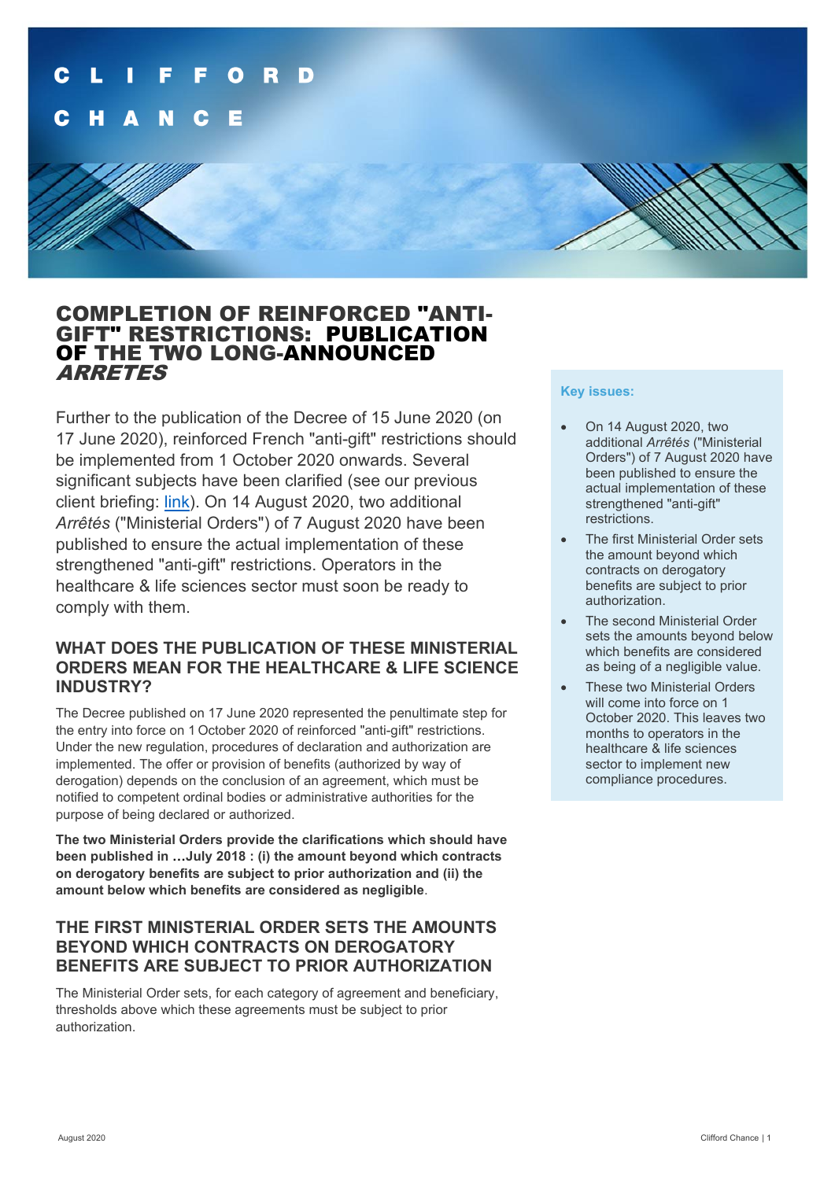# COMPLETION OF REINFORCED "ANTI-GIFT" RESTRICTIONS: PUBLICATION OF THE TWO LONG-ANNOUNCED *ARRETES*

Further to the publication of the Decree of 15 June 2020 (on 17 June 2020), reinforced French "anti-gift" restrictions should be implemented from 1 October 2020 onwards. Several significant subjects have been clarified (see our previous client briefing: link). On 14 August 2020, two additional *Arrêtés* ("Ministerial Orders") of 7 August 2020 have been published to ensure the actual implementation of these strengthened "anti-gift" restrictions. Operators in the healthcare & life sciences sector must soon be ready to comply with them.

**Key issues:**

- On 14 August 2020, two additional *Arrêtés* ("Ministerial Orders") of 7 August 2020 have been published to ensure the actual implementation of these strengthened "anti-gift" restrictions.
- The first Ministerial Order sets the amount beyond which contracts on derogatory benefits are subject to prior authorization.
- The second Ministerial Order sets the amounts beyond below which benefits are considered as being of a negligible value.
- These two Ministerial Orders will come into force on 1 October 2020. This leaves two months to operators in the healthcare & life sciences sector to implement new compliance procedures.

## WHAT DOES THE PUBLICATION OF THESE MINISTERIAL ORDERS MEAN FOR THE HEALTHCARE & LIFE SCIENCE INDUSTRY?

The Decree published on 17 June 2020 represented the penultimate step for the entry into force on 1 October 2020 of reinforced "anti-gift" restrictions. Under the new regulation, procedures of declaration and authorization are implemented. The offer or provision of benefits (authorized by way of derogation) depends on the conclusion of an agreement, which must be notified to competent ordinal bodies or administrative authorities for the purpose of being declared or authorized.

**The two Ministerial Orders provide the clarifications which should have been published in …July 2018 : (i) the amount beyond which contracts on derogatory benefits are subject to prior authorization and (ii) the amount below which benefits are considered as negligible**.

## THE FIRST MINISTERIAL ORDER SETS THE AMOUNTS BEYOND WHICH CONTRACTS ON DEROGATORY BENEFITS ARE SUBJECT TO PRIOR AUTHORIZATION

The Ministerial Order sets, for each category of agreement and beneficiary, thresholds above which these agreements must be subject to prior authorization.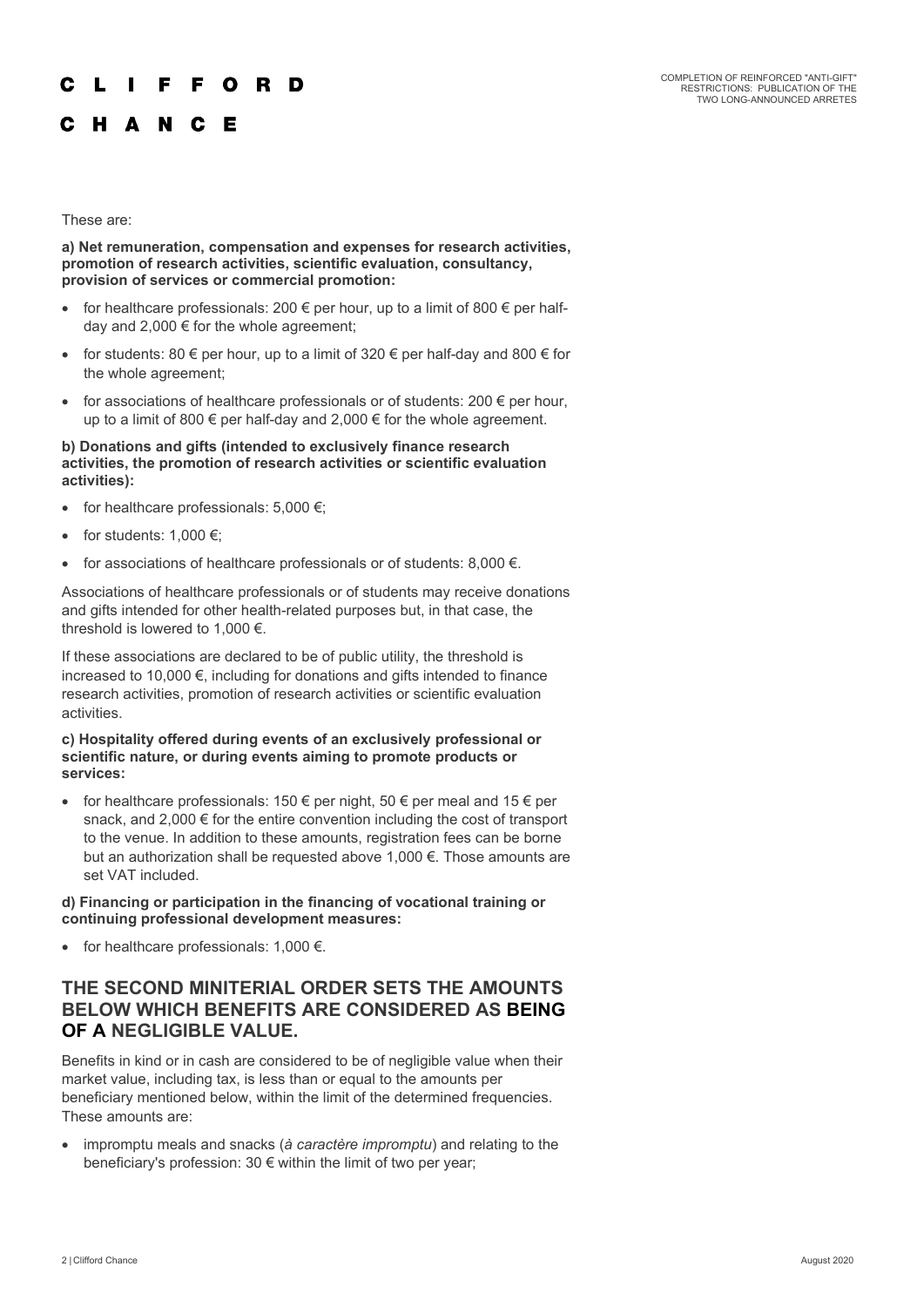These are:

**a) Net remuneration, compensation and expenses for research activities, promotion of research activities, scientific evaluation, consultancy, provision of services or commercial promotion:**

- for healthcare professionals: 200 € per hour, up to a limit of 800 € per half-day and 2,000 € for the whole agreement;
- for students: 80 € per hour, up to a limit of 320 € per half-day and 800 € for the whole agreement;
- for associations of healthcare professionals or of students: 200 € per hour, up to a limit of 800 € per half-day and 2,000 € for the whole agreement.

**b) Donations and gifts (intended to exclusively finance research activities, the promotion of research activities or scientific evaluation activities):**

- for healthcare professionals: 5,000 €;
- for students: 1,000 €;
- for associations of healthcare professionals or of students: 8,000 €.

Associations of healthcare professionals or of students may receive donations and gifts intended for other health-related purposes but, in that case, the threshold is lowered to 1,000 €.

If these associations are declared to be of public utility, the threshold is increased to 10,000 €, including for donations and gifts intended to finance research activities, promotion of research activities or scientific evaluation activities.

**c) Hospitality offered during events of an exclusively professional or scientific nature, or during events aiming to promote products or services:**

- for healthcare professionals: 150 € per night, 50 € per meal and 15 € per snack, and 2,000 € for the entire convention including the cost of transport to the venue. In addition to these amounts, registration fees can be borne but an authorization shall be requested above 1,000 €. Those amounts are set VAT included.

**d) Financing or participation in the financing of vocational training or continuing professional development measures:**

- for healthcare professionals: 1,000 €.

## THE SECOND MINITERIAL ORDER SETS THE AMOUNTS BELOW WHICH BENEFITS ARE CONSIDERED AS BEING OF A NEGLIGIBLE VALUE.

Benefits in kind or in cash are considered to be of negligible value when their market value, including tax, is less than or equal to the amounts per beneficiary mentioned below, within the limit of the determined frequencies. These amounts are:

- impromptu meals and snacks (*à caractère impromptu*) and relating to the beneficiary's profession: 30 € within the limit of two per year;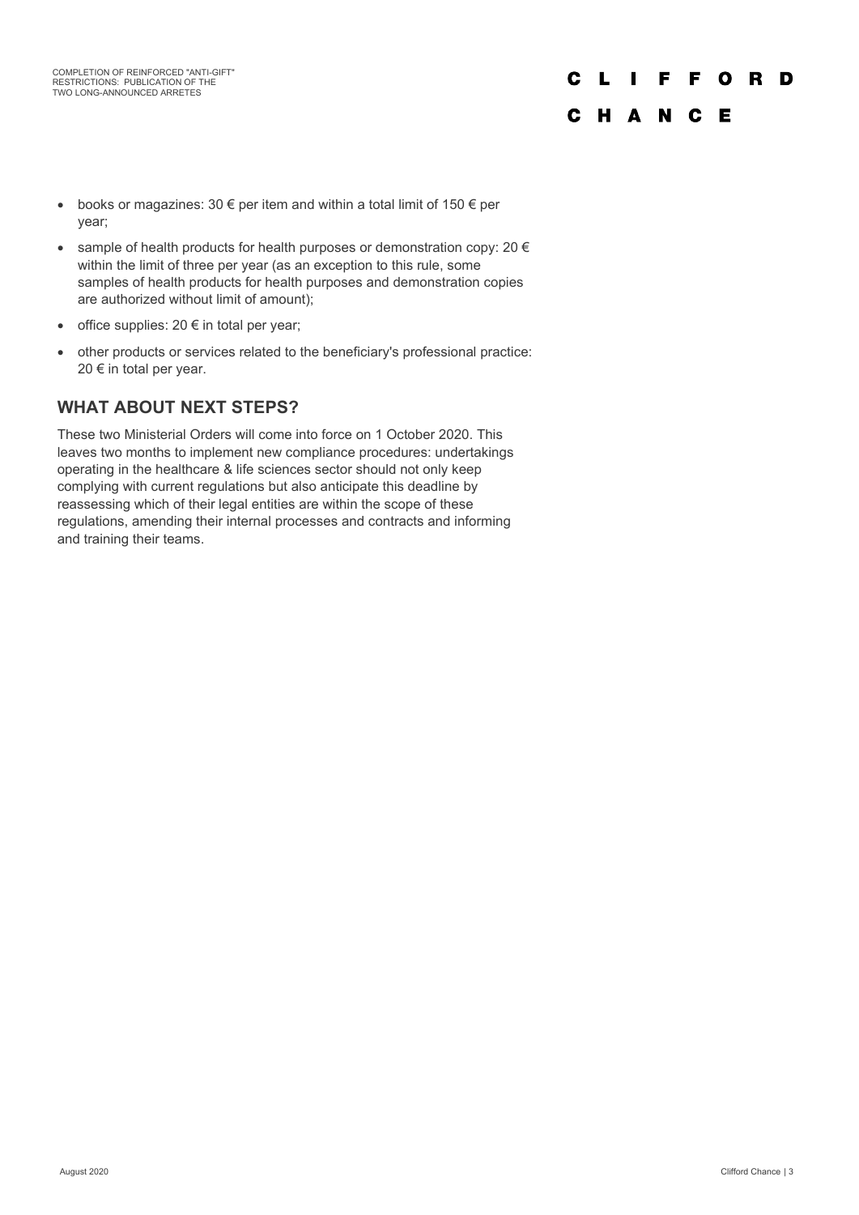- books or magazines: 30 € per item and within a total limit of 150 € per year;
- sample of health products for health purposes or demonstration copy: 20 € within the limit of three per year (as an exception to this rule, some samples of health products for health purposes and demonstration copies are authorized without limit of amount);
- office supplies: 20 € in total per year;
- other products or services related to the beneficiary's professional practice: 20 € in total per year.

## WHAT ABOUT NEXT STEPS?

These two Ministerial Orders will come into force on 1 October 2020. This leaves two months to implement new compliance procedures: undertakings operating in the healthcare & life sciences sector should not only keep complying with current regulations but also anticipate this deadline by reassessing which of their legal entities are within the scope of these regulations, amending their internal processes and contracts and informing and training their teams.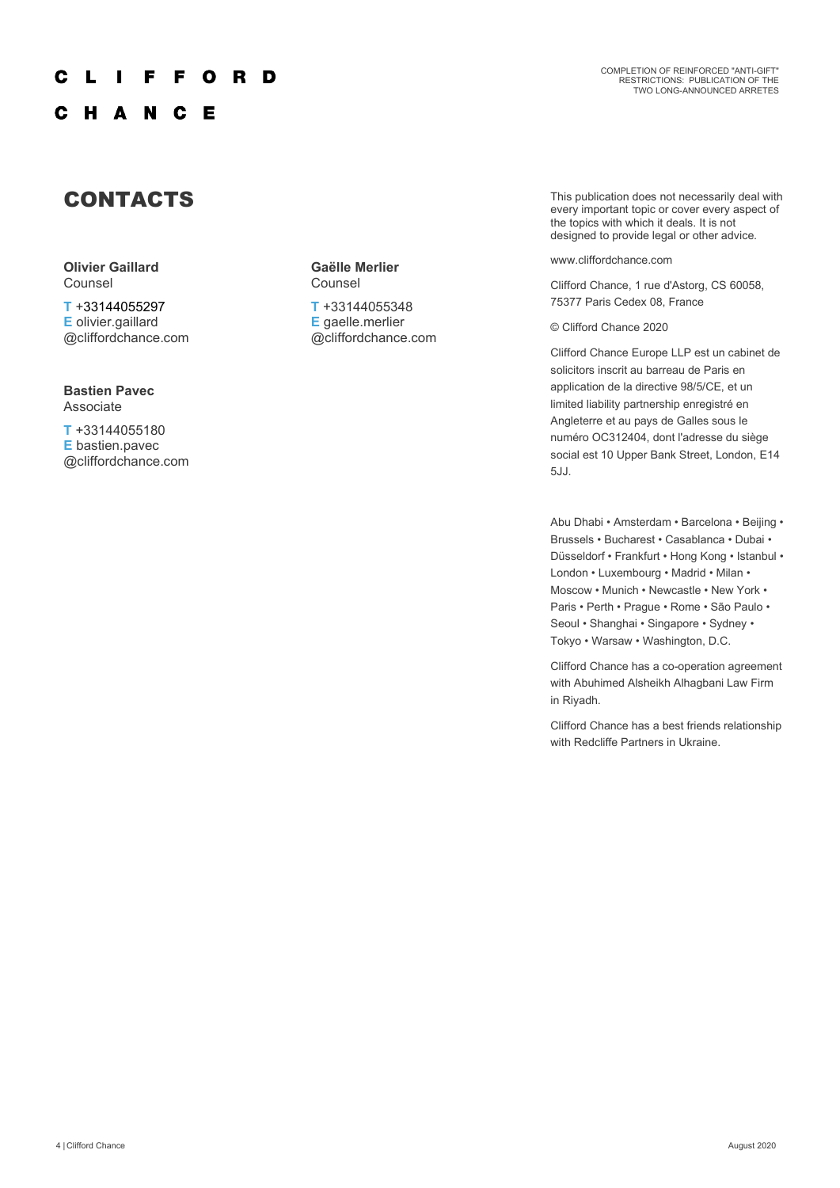# CONTACTS

**Olivier Gaillard**
Counsel

T +33144055297
E olivier.gaillard@cliffordchance.com

**Gaëlle Merlier**
Counsel

T +33144055348
E gaelle.merlier@cliffordchance.com

**Bastien Pavec**
Associate

T +33144055180
E bastien.pavec@cliffordchance.com

This publication does not necessarily deal with every important topic or cover every aspect of the topics with which it deals. It is not designed to provide legal or other advice.

www.cliffordchance.com

Clifford Chance, 1 rue d'Astorg, CS 60058, 75377 Paris Cedex 08, France

© Clifford Chance 2020

Clifford Chance Europe LLP est un cabinet de solicitors inscrit au barreau de Paris en application de la directive 98/5/CE, et un limited liability partnership enregistré en Angleterre et au pays de Galles sous le numéro OC312404, dont l'adresse du siège social est 10 Upper Bank Street, London, E14 5JJ.

Abu Dhabi • Amsterdam • Barcelona • Beijing • Brussels • Bucharest • Casablanca • Dubai • Düsseldorf • Frankfurt • Hong Kong • Istanbul • London • Luxembourg • Madrid • Milan • Moscow • Munich • Newcastle • New York • Paris • Perth • Prague • Rome • São Paulo • Seoul • Shanghai • Singapore • Sydney • Tokyo • Warsaw • Washington, D.C.

Clifford Chance has a co-operation agreement with Abuhimed Alsheikh Alhagbani Law Firm in Riyadh.

Clifford Chance has a best friends relationship with Redcliffe Partners in Ukraine.